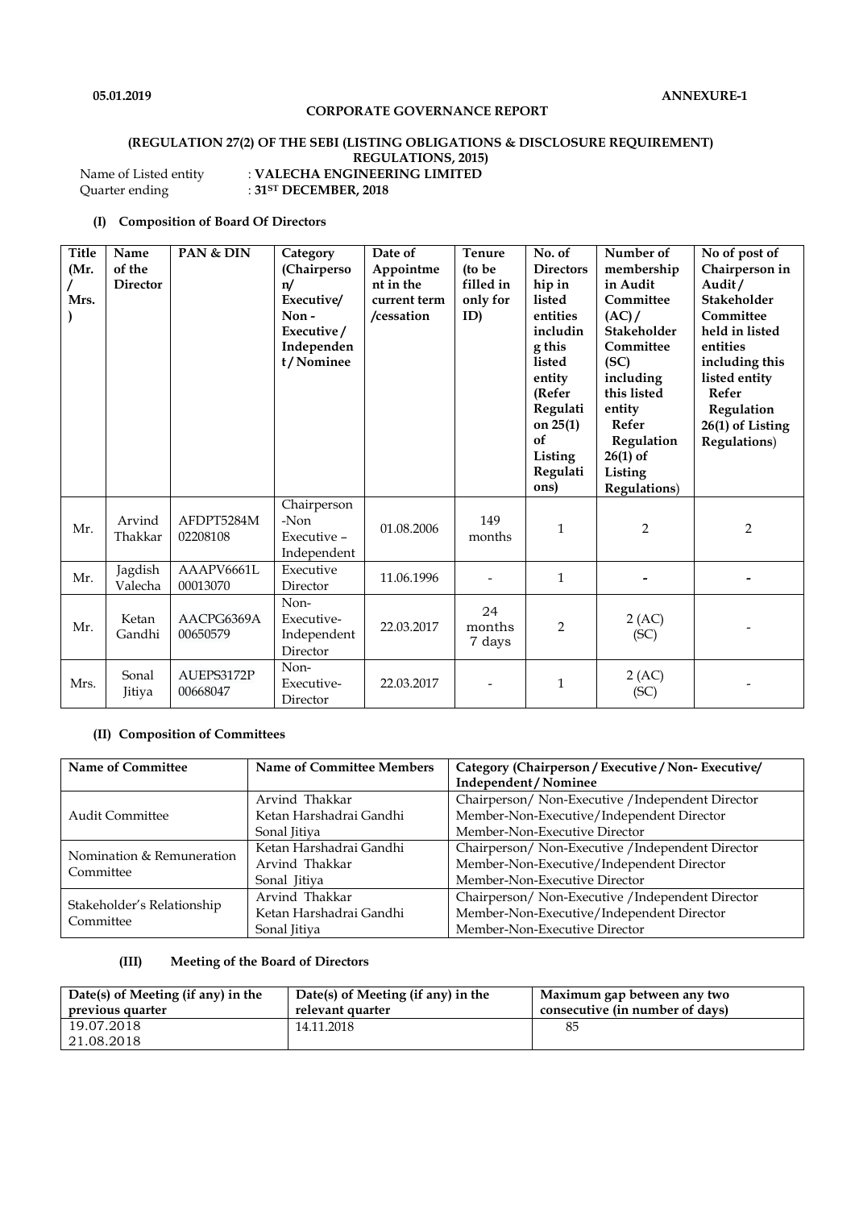**05.01.2019** **ANNEXURE-1**

**CORPORATE GOVERNANCE REPORT**

**(REGULATION 27(2) OF THE SEBI (LISTING OBLIGATIONS & DISCLOSURE REQUIREMENT) REGULATIONS, 2015)**

Name of Listed entity : **VALECHA ENGINEERING LIMITED**
Quarter ending : **31ST DECEMBER, 2018**

### (I) Composition of Board Of Directors

| Title (Mr. / Mrs.) | Name of the Director | PAN & DIN | Category (Chairperson/ Executive/ Non - Executive / Independent / Nominee | Date of Appointment in the current term /cessation | Tenure (to be filled in only for ID) | No. of Directorship in listed entities including this listed entity (Refer Regulation 25(1) of Listing Regulations) | Number of membership in Audit Committee (AC) / Stakeholder Committee (SC) including this listed entity Refer Regulation 26(1) of Listing Regulations) | No of post of Chairperson in Audit / Stakeholder Committee held in listed entities including this listed entity Refer Regulation 26(1) of Listing Regulations) |
|---|---|---|---|---|---|---|---|---|
| Mr. | Arvind Thakkar | AFDPT5284M 02208108 | Chairperson -Non Executive – Independent | 01.08.2006 | 149 months | 1 | 2 | 2 |
| Mr. | Jagdish Valecha | AAAPV6661L 00013070 | Executive Director | 11.06.1996 | - | 1 | - | - |
| Mr. | Ketan Gandhi | AACPG6369A 00650579 | Non-Executive-Independent Director | 22.03.2017 | 24 months 7 days | 2 | 2 (AC) (SC) | - |
| Mrs. | Sonal Jitiya | AUEPS3172P 00668047 | Non-Executive-Director | 22.03.2017 | - | 1 | 2 (AC) (SC) | - |

### (II) Composition of Committees

| Name of Committee | Name of Committee Members | Category (Chairperson / Executive / Non- Executive/ Independent / Nominee |
|---|---|---|
| Audit Committee | Arvind Thakkar | Chairperson/ Non-Executive /Independent Director |
| | Ketan Harshadrai Gandhi | Member-Non-Executive/Independent Director |
| | Sonal Jitiya | Member-Non-Executive Director |
| Nomination & Remuneration Committee | Ketan Harshadrai Gandhi | Chairperson/ Non-Executive /Independent Director |
| | Arvind Thakkar | Member-Non-Executive/Independent Director |
| | Sonal Jitiya | Member-Non-Executive Director |
| Stakeholder's Relationship Committee | Arvind Thakkar | Chairperson/ Non-Executive /Independent Director |
| | Ketan Harshadrai Gandhi | Member-Non-Executive/Independent Director |
| | Sonal Jitiya | Member-Non-Executive Director |

### (III) Meeting of the Board of Directors

| Date(s) of Meeting (if any) in the previous quarter | Date(s) of Meeting (if any) in the relevant quarter | Maximum gap between any two consecutive (in number of days) |
|---|---|---|
| 19.07.2018<br>21.08.2018 | 14.11.2018 | 85 |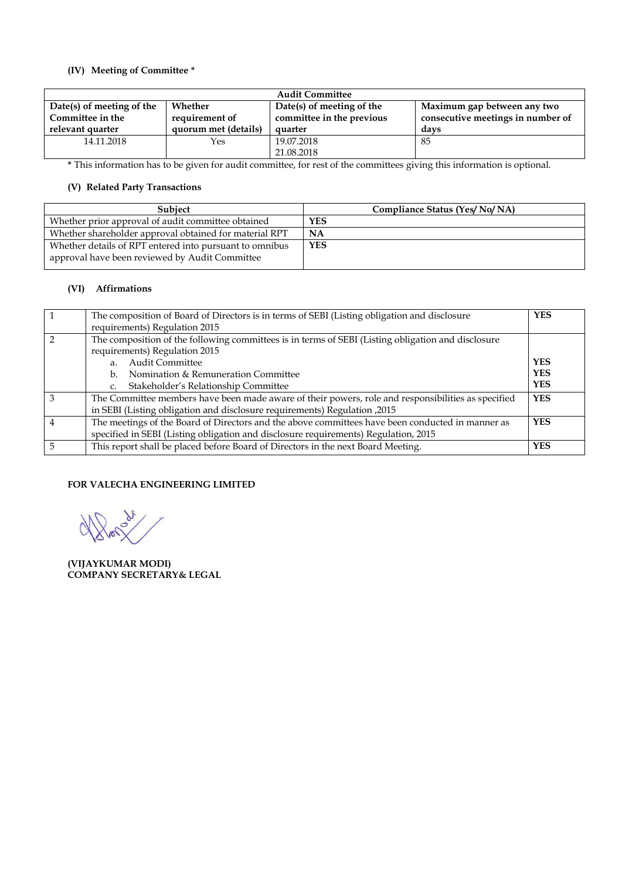#### (IV) Meeting of Committee *

| Audit Committee | | | |
|---|---|---|---|
| **Date(s) of meeting of the Committee in the relevant quarter** | **Whether requirement of quorum met (details)** | **Date(s) of meeting of the committee in the previous quarter** | **Maximum gap between any two consecutive meetings in number of days** |
| 14.11.2018 | Yes | 19.07.2018<br>21.08.2018 | 85 |

\* This information has to be given for audit committee, for rest of the committees giving this information is optional.

#### (V) Related Party Transactions

| Subject | Compliance Status (Yes/ No/ NA) |
|---|---|
| Whether prior approval of audit committee obtained | **YES** |
| Whether shareholder approval obtained for material RPT | **NA** |
| Whether details of RPT entered into pursuant to omnibus approval have been reviewed by Audit Committee | **YES** |

#### (VI) Affirmations

| | | |
|---|---|---|
| 1 | The composition of Board of Directors is in terms of SEBI (Listing obligation and disclosure requirements) Regulation 2015 | **YES** |
| 2 | The composition of the following committees is in terms of SEBI (Listing obligation and disclosure requirements) Regulation 2015<br>a. Audit Committee<br>b. Nomination & Remuneration Committee<br>c. Stakeholder's Relationship Committee | <br><br>**YES**<br>**YES**<br>**YES** |
| 3 | The Committee members have been made aware of their powers, role and responsibilities as specified in SEBI (Listing obligation and disclosure requirements) Regulation ,2015 | **YES** |
| 4 | The meetings of the Board of Directors and the above committees have been conducted in manner as specified in SEBI (Listing obligation and disclosure requirements) Regulation, 2015 | **YES** |
| 5 | This report shall be placed before Board of Directors in the next Board Meeting. | **YES** |

**FOR VALECHA ENGINEERING LIMITED**

**(VIJAYKUMAR MODI)**
**COMPANY SECRETARY& LEGAL**